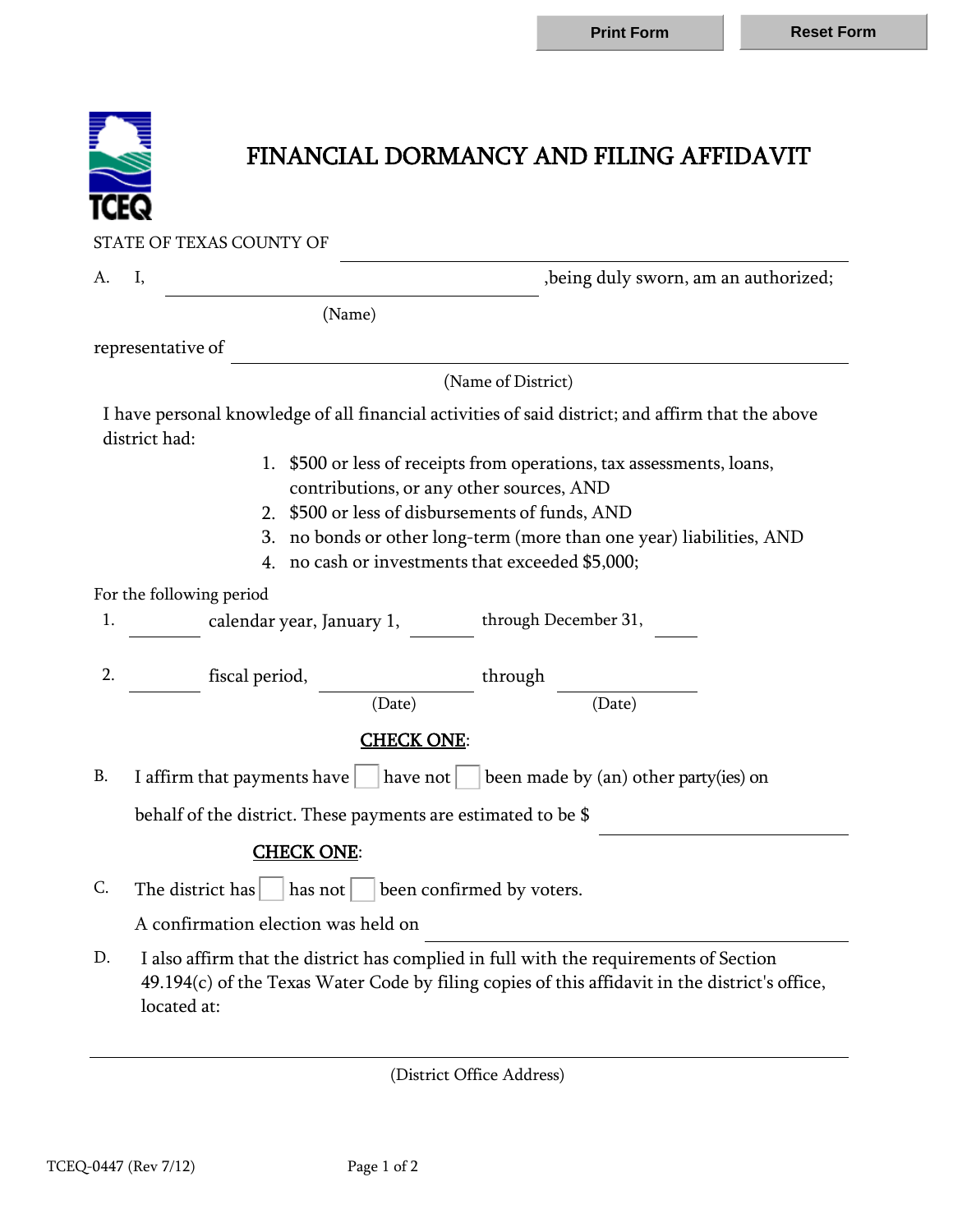# FINANCIAL DORMANCY AND FILING AFFIDAVIT

STATE OF TEXAS COUNTY OF ______________________________

A. I, ______________________________ ,being duly sworn, am an authorized;

(Name)

representative of ______________________________

(Name of District)

I have personal knowledge of all financial activities of said district; and affirm that the above district had:

1. $500 or less of receipts from operations, tax assessments, loans, contributions, or any other sources, AND
2. $500 or less of disbursements of funds, AND
3. no bonds or other long-term (more than one year) liabilities, AND
4. no cash or investments that exceeded $5,000;

For the following period

1. ________ calendar year, January 1, ________ through December 31, ________

2. ________ fiscal period, ______________ through ______________

(Date) (Date)

**CHECK ONE**:

B. I affirm that payments have ☐ have not ☐ been made by (an) other party(ies) on behalf of the district. These payments are estimated to be $ ______________

**CHECK ONE**:

C. The district has ☐ has not ☐ been confirmed by voters.

A confirmation election was held on ______________________________

D. I also affirm that the district has complied in full with the requirements of Section 49.194(c) of the Texas Water Code by filing copies of this affidavit in the district's office, located at:

______________________________________________________________

(District Office Address)

TCEQ-0447 (Rev 7/12)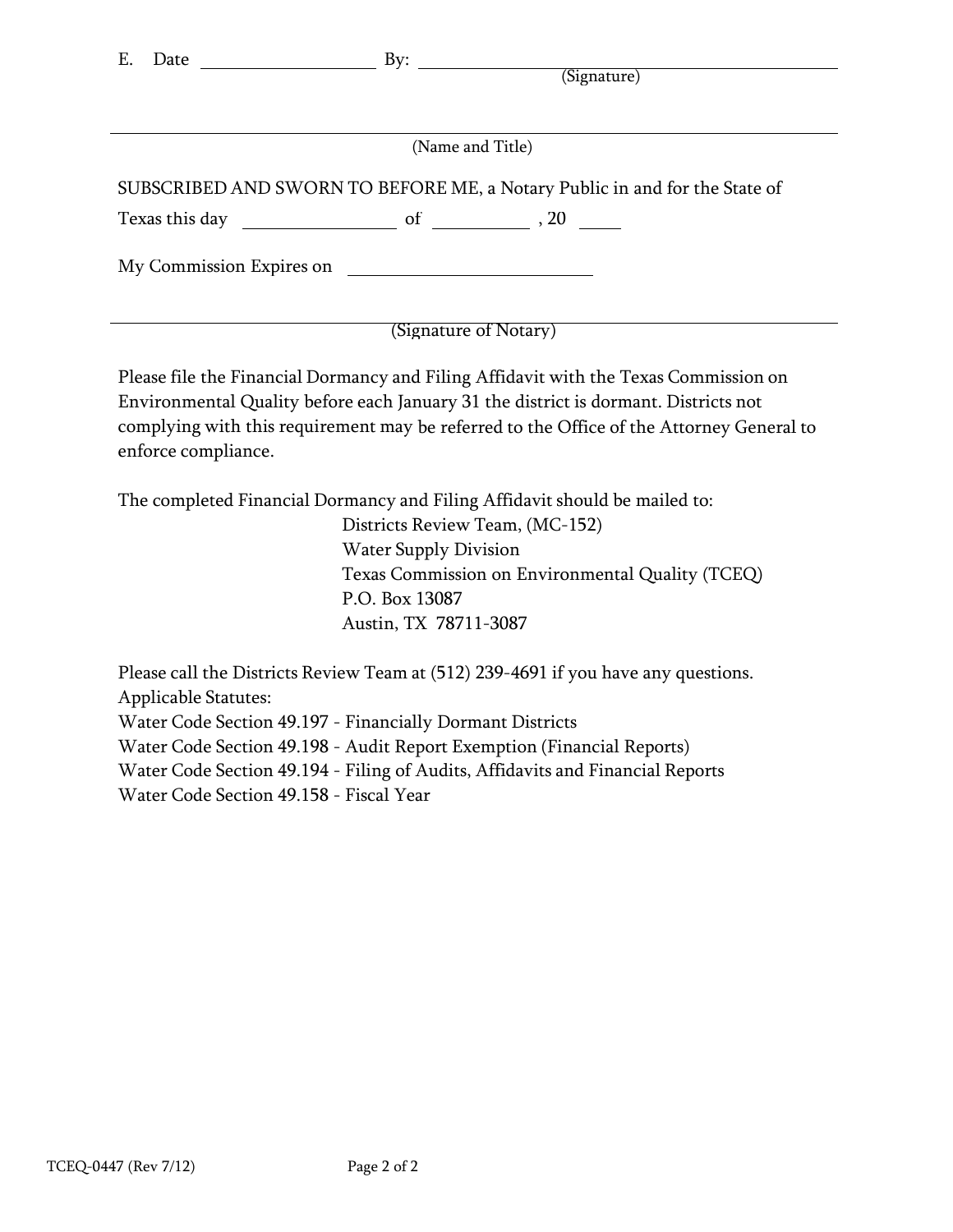E. Date ____________________ By: ____________________________________________
(Signature)

______________________________________________________________________
(Name and Title)

SUBSCRIBED AND SWORN TO BEFORE ME, a Notary Public in and for the State of Texas this day ________________ of ___________ , 20 _____

My Commission Expires on ____________________________

______________________________________________________________________
(Signature of Notary)

Please file the Financial Dormancy and Filing Affidavit with the Texas Commission on Environmental Quality before each January 31 the district is dormant. Districts not complying with this requirement may be referred to the Office of the Attorney General to enforce compliance.

The completed Financial Dormancy and Filing Affidavit should be mailed to:

Districts Review Team, (MC-152)
Water Supply Division
Texas Commission on Environmental Quality (TCEQ)
P.O. Box 13087
Austin, TX 78711-3087

Please call the Districts Review Team at (512) 239-4691 if you have any questions.

Applicable Statutes:
Water Code Section 49.197 - Financially Dormant Districts
Water Code Section 49.198 - Audit Report Exemption (Financial Reports)
Water Code Section 49.194 - Filing of Audits, Affidavits and Financial Reports
Water Code Section 49.158 - Fiscal Year

TCEQ-0447 (Rev 7/12)